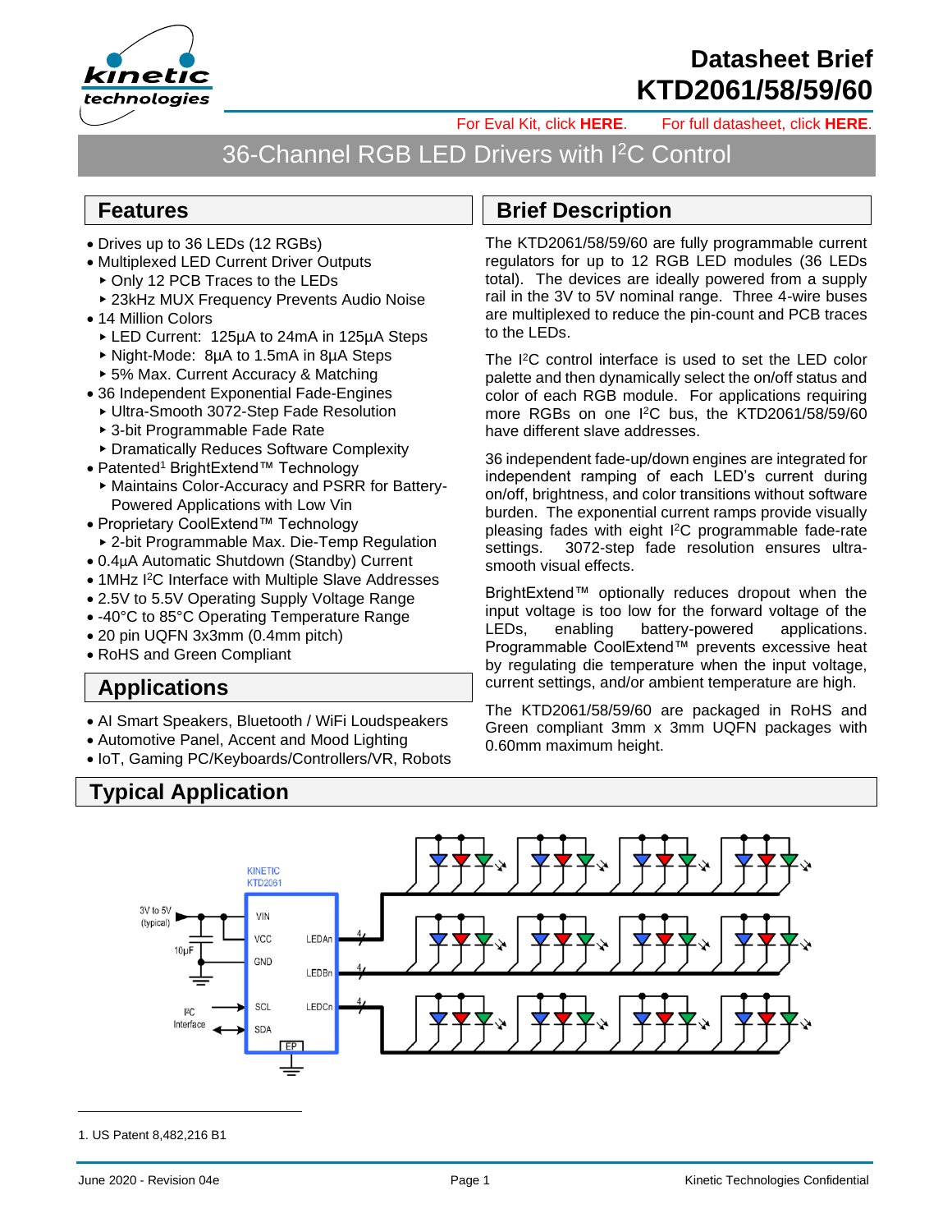# Datasheet Brief KTD2061/58/59/60

For Eval Kit, click **HERE**. For full datasheet, click **HERE**.

## 36-Channel RGB LED Drivers with I²C Control

## Features

- Drives up to 36 LEDs (12 RGBs)
- Multiplexed LED Current Driver Outputs
  - Only 12 PCB Traces to the LEDs
  - 23kHz MUX Frequency Prevents Audio Noise
- 14 Million Colors
  - LED Current: 125µA to 24mA in 125µA Steps
  - Night-Mode: 8µA to 1.5mA in 8µA Steps
  - 5% Max. Current Accuracy & Matching
- 36 Independent Exponential Fade-Engines
  - Ultra-Smooth 3072-Step Fade Resolution
  - 3-bit Programmable Fade Rate
  - Dramatically Reduces Software Complexity
- Patented[1] BrightExtend™ Technology
  - Maintains Color-Accuracy and PSRR for Battery-Powered Applications with Low Vin
- Proprietary CoolExtend™ Technology
  - 2-bit Programmable Max. Die-Temp Regulation
- 0.4µA Automatic Shutdown (Standby) Current
- 1MHz I²C Interface with Multiple Slave Addresses
- 2.5V to 5.5V Operating Supply Voltage Range
- -40°C to 85°C Operating Temperature Range
- 20 pin UQFN 3x3mm (0.4mm pitch)
- RoHS and Green Compliant

## Applications

- AI Smart Speakers, Bluetooth / WiFi Loudspeakers
- Automotive Panel, Accent and Mood Lighting
- IoT, Gaming PC/Keyboards/Controllers/VR, Robots

## Brief Description

The KTD2061/58/59/60 are fully programmable current regulators for up to 12 RGB LED modules (36 LEDs total). The devices are ideally powered from a supply rail in the 3V to 5V nominal range. Three 4-wire buses are multiplexed to reduce the pin-count and PCB traces to the LEDs.

The I²C control interface is used to set the LED color palette and then dynamically select the on/off status and color of each RGB module. For applications requiring more RGBs on one I²C bus, the KTD2061/58/59/60 have different slave addresses.

36 independent fade-up/down engines are integrated for independent ramping of each LED's current during on/off, brightness, and color transitions without software burden. The exponential current ramps provide visually pleasing fades with eight I²C programmable fade-rate settings. 3072-step fade resolution ensures ultra-smooth visual effects.

BrightExtend™ optionally reduces dropout when the input voltage is too low for the forward voltage of the LEDs, enabling battery-powered applications. Programmable CoolExtend™ prevents excessive heat by regulating die temperature when the input voltage, current settings, and/or ambient temperature are high.

The KTD2061/58/59/60 are packaged in RoHS and Green compliant 3mm x 3mm UQFN packages with 0.60mm maximum height.

## Typical Application

KINETIC KTD2061

3V to 5V (typical) — VIN; 10µF — VCC; GND; I²C Interface — SCL, SDA; EP; LEDAn, LEDBn, LEDCn (4 lines each)

---

1. US Patent 8,482,216 B1

June 2020 - Revision 04e | Kinetic Technologies Confidential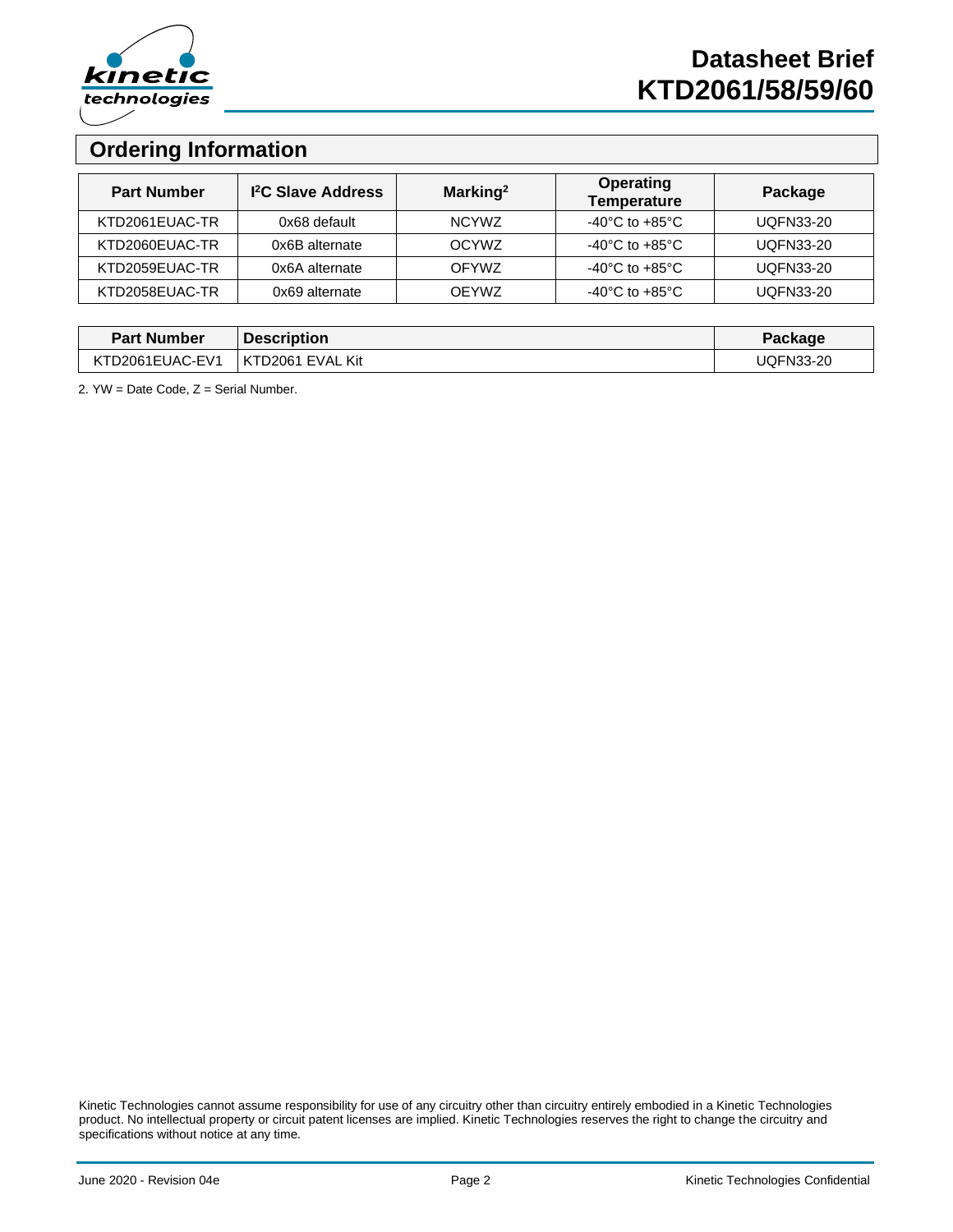## Ordering Information

| Part Number | I²C Slave Address | Marking[2] | Operating Temperature | Package |
| --- | --- | --- | --- | --- |
| KTD2061EUAC-TR | 0x68 default | NCYWZ | -40°C to +85°C | UQFN33-20 |
| KTD2060EUAC-TR | 0x6B alternate | OCYWZ | -40°C to +85°C | UQFN33-20 |
| KTD2059EUAC-TR | 0x6A alternate | OFYWZ | -40°C to +85°C | UQFN33-20 |
| KTD2058EUAC-TR | 0x69 alternate | OEYWZ | -40°C to +85°C | UQFN33-20 |

| Part Number | Description | Package |
| --- | --- | --- |
| KTD2061EUAC-EV1 | KTD2061 EVAL Kit | UQFN33-20 |

2. YW = Date Code, Z = Serial Number.

Kinetic Technologies cannot assume responsibility for use of any circuitry other than circuitry entirely embodied in a Kinetic Technologies product. No intellectual property or circuit patent licenses are implied. Kinetic Technologies reserves the right to change the circuitry and specifications without notice at any time.